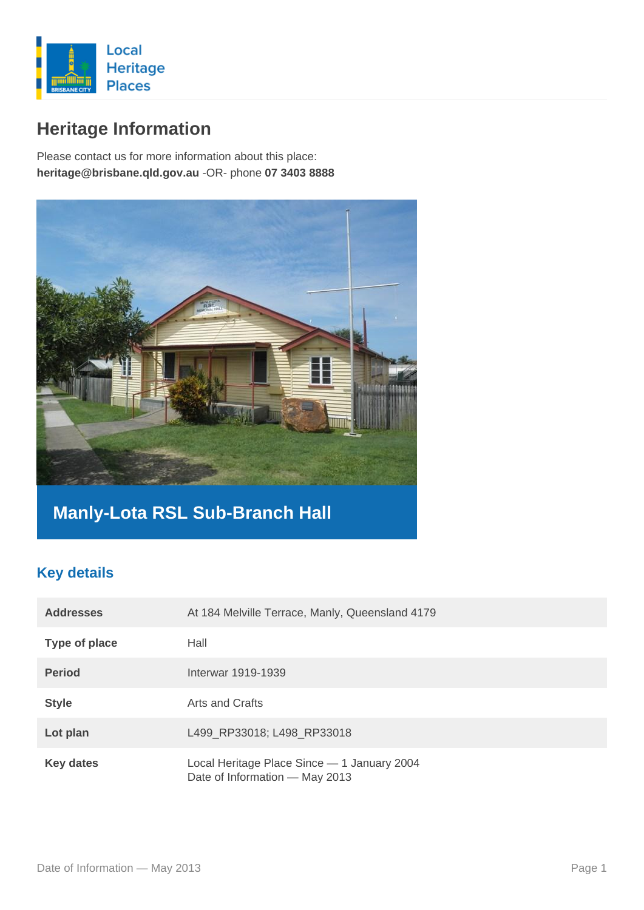Local Heritage Places

# Heritage Information

Please contact us for more information about this place:
**heritage@brisbane.qld.gov.au** -OR- phone **07 3403 8888**

## Manly-Lota RSL Sub-Branch Hall

## Key details

| | |
|---|---|
| **Addresses** | At 184 Melville Terrace, Manly, Queensland 4179 |
| **Type of place** | Hall |
| **Period** | Interwar 1919-1939 |
| **Style** | Arts and Crafts |
| **Lot plan** | L499_RP33018; L498_RP33018 |
| **Key dates** | Local Heritage Place Since — 1 January 2004<br>Date of Information — May 2013 |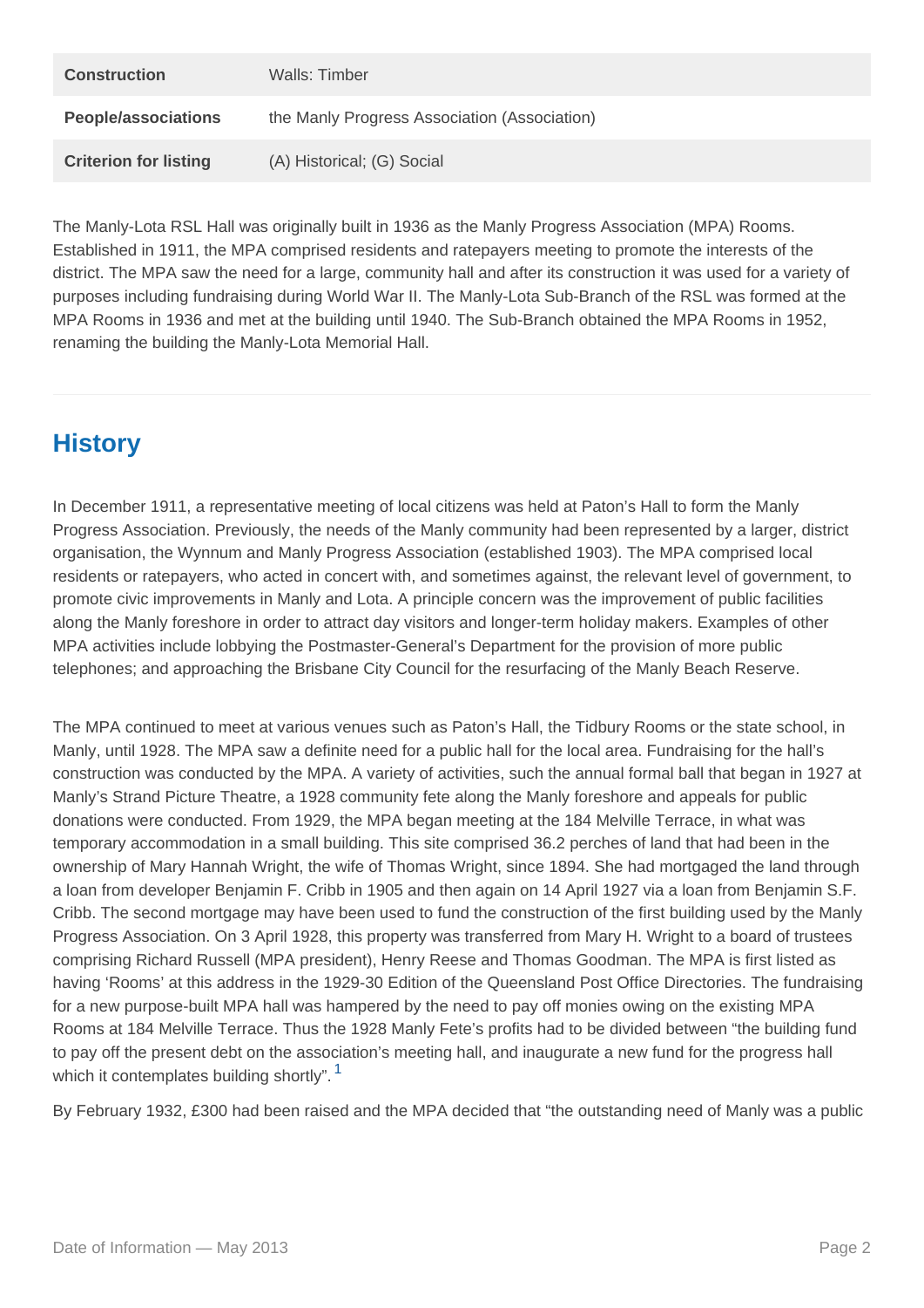| | |
|---|---|
| **Construction** | Walls: Timber |
| **People/associations** | the Manly Progress Association (Association) |
| **Criterion for listing** | (A) Historical; (G) Social |

The Manly-Lota RSL Hall was originally built in 1936 as the Manly Progress Association (MPA) Rooms. Established in 1911, the MPA comprised residents and ratepayers meeting to promote the interests of the district. The MPA saw the need for a large, community hall and after its construction it was used for a variety of purposes including fundraising during World War II. The Manly-Lota Sub-Branch of the RSL was formed at the MPA Rooms in 1936 and met at the building until 1940. The Sub-Branch obtained the MPA Rooms in 1952, renaming the building the Manly-Lota Memorial Hall.

## History

In December 1911, a representative meeting of local citizens was held at Paton's Hall to form the Manly Progress Association. Previously, the needs of the Manly community had been represented by a larger, district organisation, the Wynnum and Manly Progress Association (established 1903). The MPA comprised local residents or ratepayers, who acted in concert with, and sometimes against, the relevant level of government, to promote civic improvements in Manly and Lota. A principle concern was the improvement of public facilities along the Manly foreshore in order to attract day visitors and longer-term holiday makers. Examples of other MPA activities include lobbying the Postmaster-General's Department for the provision of more public telephones; and approaching the Brisbane City Council for the resurfacing of the Manly Beach Reserve.

The MPA continued to meet at various venues such as Paton's Hall, the Tidbury Rooms or the state school, in Manly, until 1928. The MPA saw a definite need for a public hall for the local area. Fundraising for the hall's construction was conducted by the MPA. A variety of activities, such the annual formal ball that began in 1927 at Manly's Strand Picture Theatre, a 1928 community fete along the Manly foreshore and appeals for public donations were conducted. From 1929, the MPA began meeting at the 184 Melville Terrace, in what was temporary accommodation in a small building. This site comprised 36.2 perches of land that had been in the ownership of Mary Hannah Wright, the wife of Thomas Wright, since 1894. She had mortgaged the land through a loan from developer Benjamin F. Cribb in 1905 and then again on 14 April 1927 via a loan from Benjamin S.F. Cribb. The second mortgage may have been used to fund the construction of the first building used by the Manly Progress Association. On 3 April 1928, this property was transferred from Mary H. Wright to a board of trustees comprising Richard Russell (MPA president), Henry Reese and Thomas Goodman. The MPA is first listed as having 'Rooms' at this address in the 1929-30 Edition of the Queensland Post Office Directories. The fundraising for a new purpose-built MPA hall was hampered by the need to pay off monies owing on the existing MPA Rooms at 184 Melville Terrace. Thus the 1928 Manly Fete's profits had to be divided between "the building fund to pay off the present debt on the association's meeting hall, and inaugurate a new fund for the progress hall which it contemplates building shortly".[1]

By February 1932, £300 had been raised and the MPA decided that "the outstanding need of Manly was a public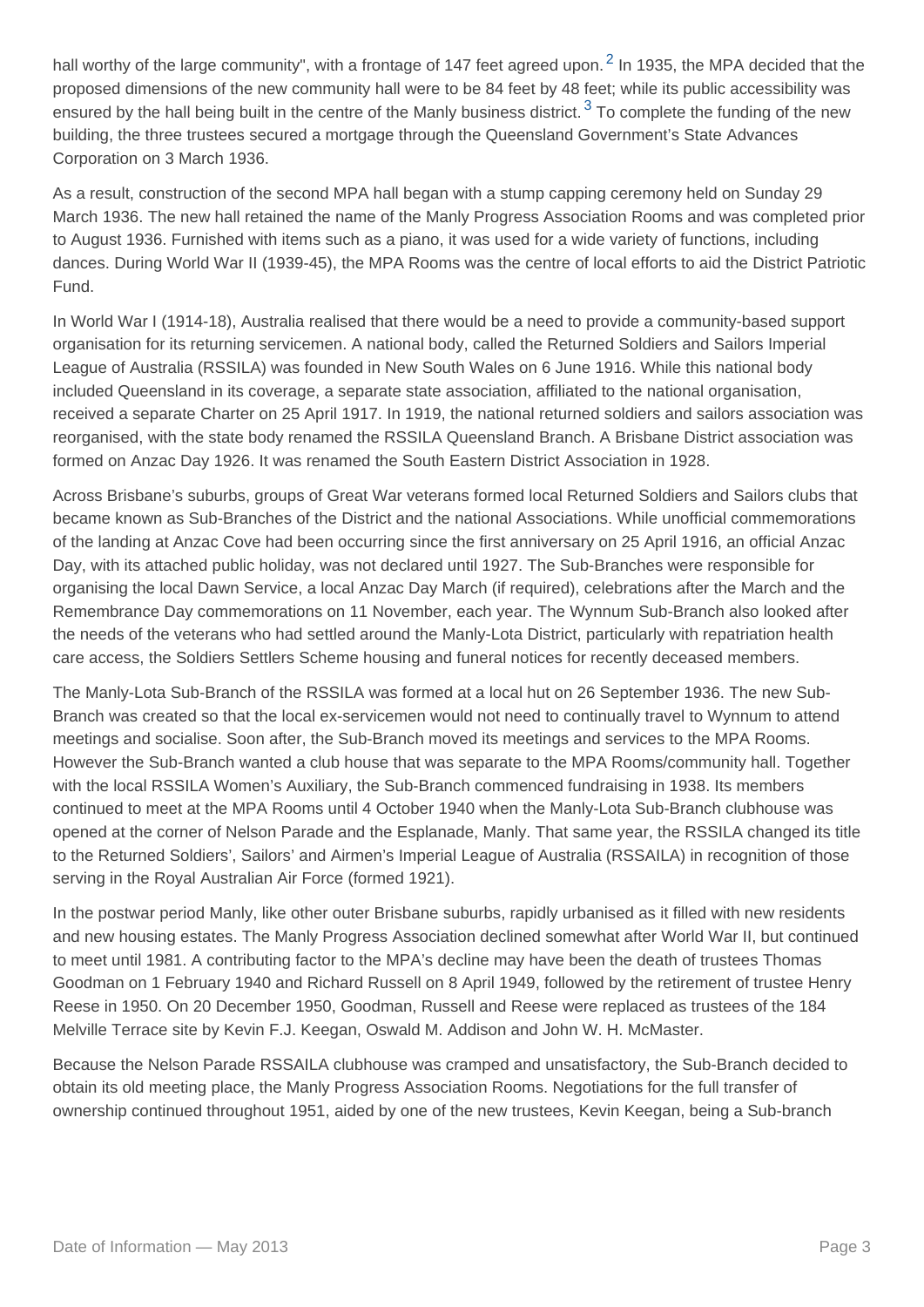hall worthy of the large community", with a frontage of 147 feet agreed upon.[2] In 1935, the MPA decided that the proposed dimensions of the new community hall were to be 84 feet by 48 feet; while its public accessibility was ensured by the hall being built in the centre of the Manly business district.[3] To complete the funding of the new building, the three trustees secured a mortgage through the Queensland Government's State Advances Corporation on 3 March 1936.

As a result, construction of the second MPA hall began with a stump capping ceremony held on Sunday 29 March 1936. The new hall retained the name of the Manly Progress Association Rooms and was completed prior to August 1936. Furnished with items such as a piano, it was used for a wide variety of functions, including dances. During World War II (1939-45), the MPA Rooms was the centre of local efforts to aid the District Patriotic Fund.

In World War I (1914-18), Australia realised that there would be a need to provide a community-based support organisation for its returning servicemen. A national body, called the Returned Soldiers and Sailors Imperial League of Australia (RSSILA) was founded in New South Wales on 6 June 1916. While this national body included Queensland in its coverage, a separate state association, affiliated to the national organisation, received a separate Charter on 25 April 1917. In 1919, the national returned soldiers and sailors association was reorganised, with the state body renamed the RSSILA Queensland Branch. A Brisbane District association was formed on Anzac Day 1926. It was renamed the South Eastern District Association in 1928.

Across Brisbane's suburbs, groups of Great War veterans formed local Returned Soldiers and Sailors clubs that became known as Sub-Branches of the District and the national Associations. While unofficial commemorations of the landing at Anzac Cove had been occurring since the first anniversary on 25 April 1916, an official Anzac Day, with its attached public holiday, was not declared until 1927. The Sub-Branches were responsible for organising the local Dawn Service, a local Anzac Day March (if required), celebrations after the March and the Remembrance Day commemorations on 11 November, each year. The Wynnum Sub-Branch also looked after the needs of the veterans who had settled around the Manly-Lota District, particularly with repatriation health care access, the Soldiers Settlers Scheme housing and funeral notices for recently deceased members.

The Manly-Lota Sub-Branch of the RSSILA was formed at a local hut on 26 September 1936. The new Sub-Branch was created so that the local ex-servicemen would not need to continually travel to Wynnum to attend meetings and socialise. Soon after, the Sub-Branch moved its meetings and services to the MPA Rooms. However the Sub-Branch wanted a club house that was separate to the MPA Rooms/community hall. Together with the local RSSILA Women's Auxiliary, the Sub-Branch commenced fundraising in 1938. Its members continued to meet at the MPA Rooms until 4 October 1940 when the Manly-Lota Sub-Branch clubhouse was opened at the corner of Nelson Parade and the Esplanade, Manly. That same year, the RSSILA changed its title to the Returned Soldiers', Sailors' and Airmen's Imperial League of Australia (RSSAILA) in recognition of those serving in the Royal Australian Air Force (formed 1921).

In the postwar period Manly, like other outer Brisbane suburbs, rapidly urbanised as it filled with new residents and new housing estates. The Manly Progress Association declined somewhat after World War II, but continued to meet until 1981. A contributing factor to the MPA's decline may have been the death of trustees Thomas Goodman on 1 February 1940 and Richard Russell on 8 April 1949, followed by the retirement of trustee Henry Reese in 1950. On 20 December 1950, Goodman, Russell and Reese were replaced as trustees of the 184 Melville Terrace site by Kevin F.J. Keegan, Oswald M. Addison and John W. H. McMaster.

Because the Nelson Parade RSSAILA clubhouse was cramped and unsatisfactory, the Sub-Branch decided to obtain its old meeting place, the Manly Progress Association Rooms. Negotiations for the full transfer of ownership continued throughout 1951, aided by one of the new trustees, Kevin Keegan, being a Sub-branch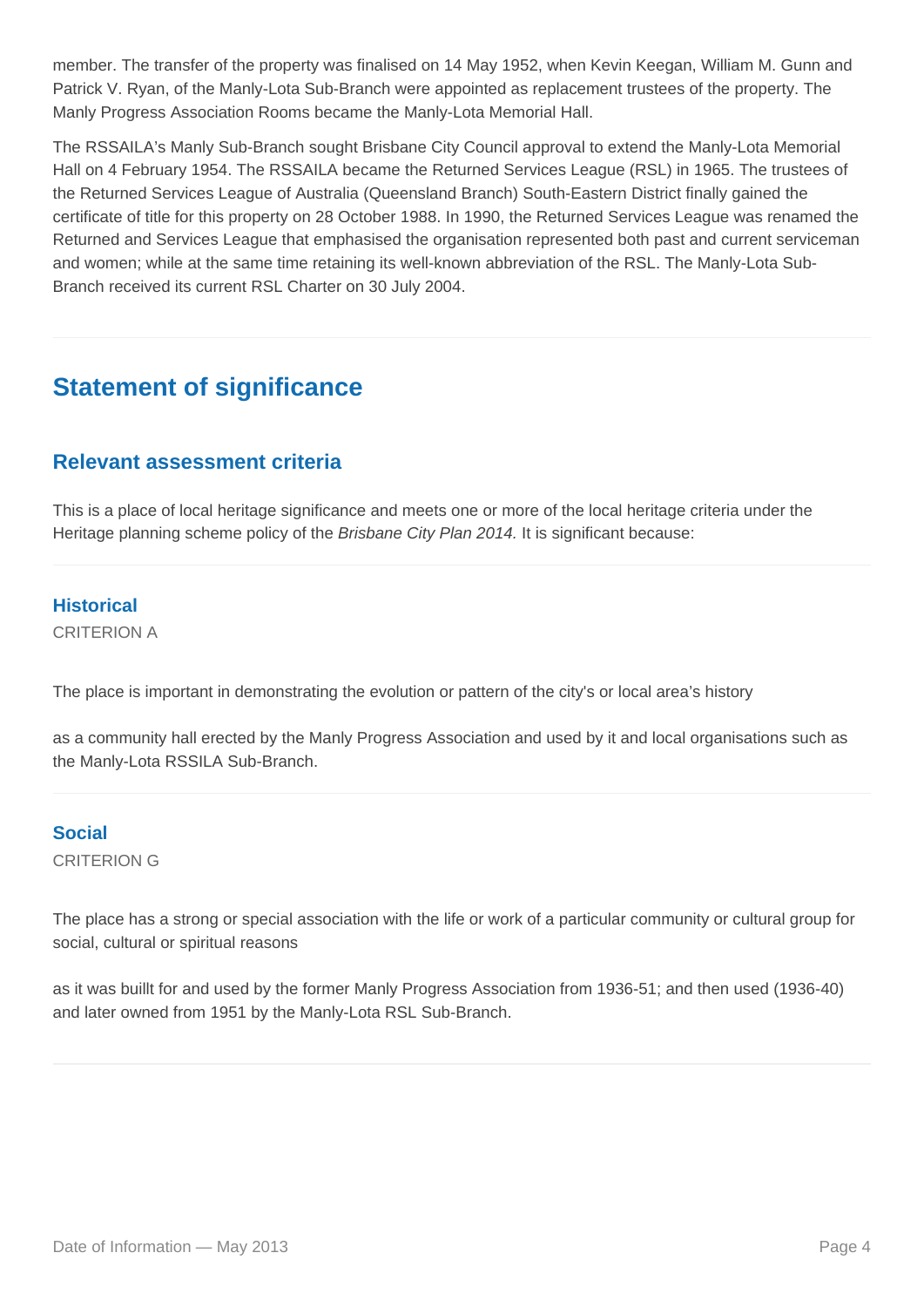member. The transfer of the property was finalised on 14 May 1952, when Kevin Keegan, William M. Gunn and Patrick V. Ryan, of the Manly-Lota Sub-Branch were appointed as replacement trustees of the property. The Manly Progress Association Rooms became the Manly-Lota Memorial Hall.

The RSSAILA's Manly Sub-Branch sought Brisbane City Council approval to extend the Manly-Lota Memorial Hall on 4 February 1954. The RSSAILA became the Returned Services League (RSL) in 1965. The trustees of the Returned Services League of Australia (Queensland Branch) South-Eastern District finally gained the certificate of title for this property on 28 October 1988. In 1990, the Returned Services League was renamed the Returned and Services League that emphasised the organisation represented both past and current serviceman and women; while at the same time retaining its well-known abbreviation of the RSL. The Manly-Lota Sub-Branch received its current RSL Charter on 30 July 2004.

## Statement of significance

### Relevant assessment criteria

This is a place of local heritage significance and meets one or more of the local heritage criteria under the Heritage planning scheme policy of the *Brisbane City Plan 2014.* It is significant because:

#### Historical

CRITERION A

The place is important in demonstrating the evolution or pattern of the city's or local area's history

as a community hall erected by the Manly Progress Association and used by it and local organisations such as the Manly-Lota RSSILA Sub-Branch.

#### Social

CRITERION G

The place has a strong or special association with the life or work of a particular community or cultural group for social, cultural or spiritual reasons

as it was buillt for and used by the former Manly Progress Association from 1936-51; and then used (1936-40) and later owned from 1951 by the Manly-Lota RSL Sub-Branch.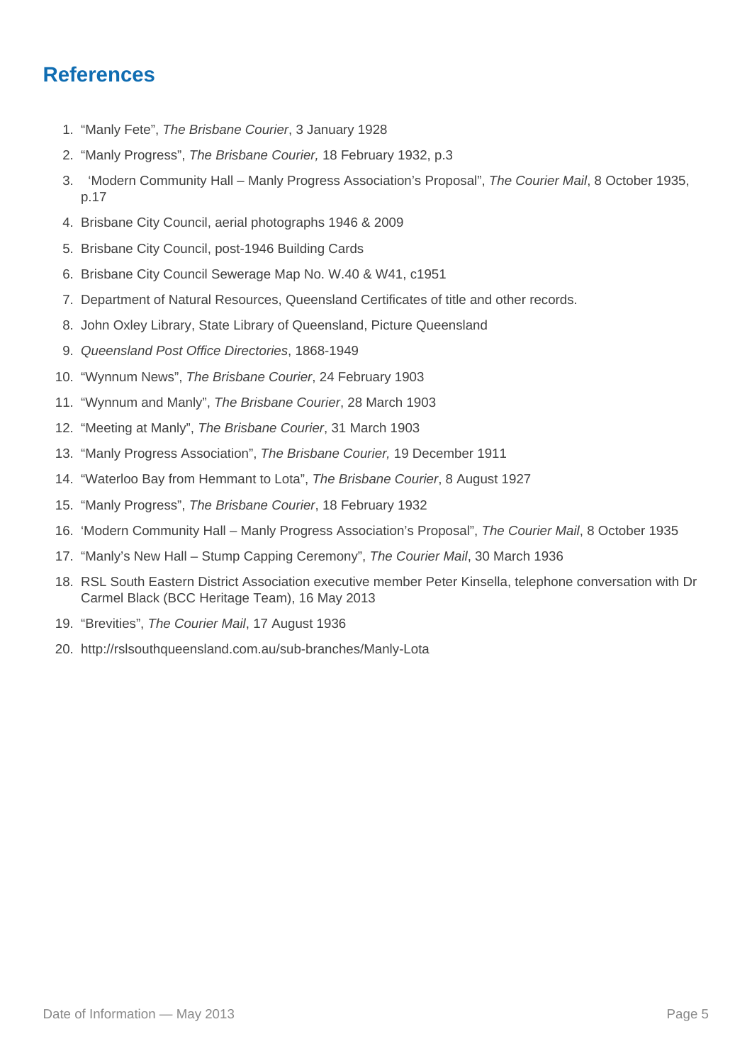## References

1. "Manly Fete", *The Brisbane Courier*, 3 January 1928
2. "Manly Progress", *The Brisbane Courier,* 18 February 1932, p.3
3. 'Modern Community Hall – Manly Progress Association's Proposal", *The Courier Mail*, 8 October 1935, p.17
4. Brisbane City Council, aerial photographs 1946 & 2009
5. Brisbane City Council, post-1946 Building Cards
6. Brisbane City Council Sewerage Map No. W.40 & W41, c1951
7. Department of Natural Resources, Queensland Certificates of title and other records.
8. John Oxley Library, State Library of Queensland, Picture Queensland
9. *Queensland Post Office Directories*, 1868-1949
10. "Wynnum News", *The Brisbane Courier*, 24 February 1903
11. "Wynnum and Manly", *The Brisbane Courier*, 28 March 1903
12. "Meeting at Manly", *The Brisbane Courier*, 31 March 1903
13. "Manly Progress Association", *The Brisbane Courier,* 19 December 1911
14. "Waterloo Bay from Hemmant to Lota", *The Brisbane Courier*, 8 August 1927
15. "Manly Progress", *The Brisbane Courier*, 18 February 1932
16. 'Modern Community Hall – Manly Progress Association's Proposal", *The Courier Mail*, 8 October 1935
17. "Manly's New Hall – Stump Capping Ceremony", *The Courier Mail*, 30 March 1936
18. RSL South Eastern District Association executive member Peter Kinsella, telephone conversation with Dr Carmel Black (BCC Heritage Team), 16 May 2013
19. "Brevities", *The Courier Mail*, 17 August 1936
20. http://rslsouthqueensland.com.au/sub-branches/Manly-Lota

Date of Information — May 2013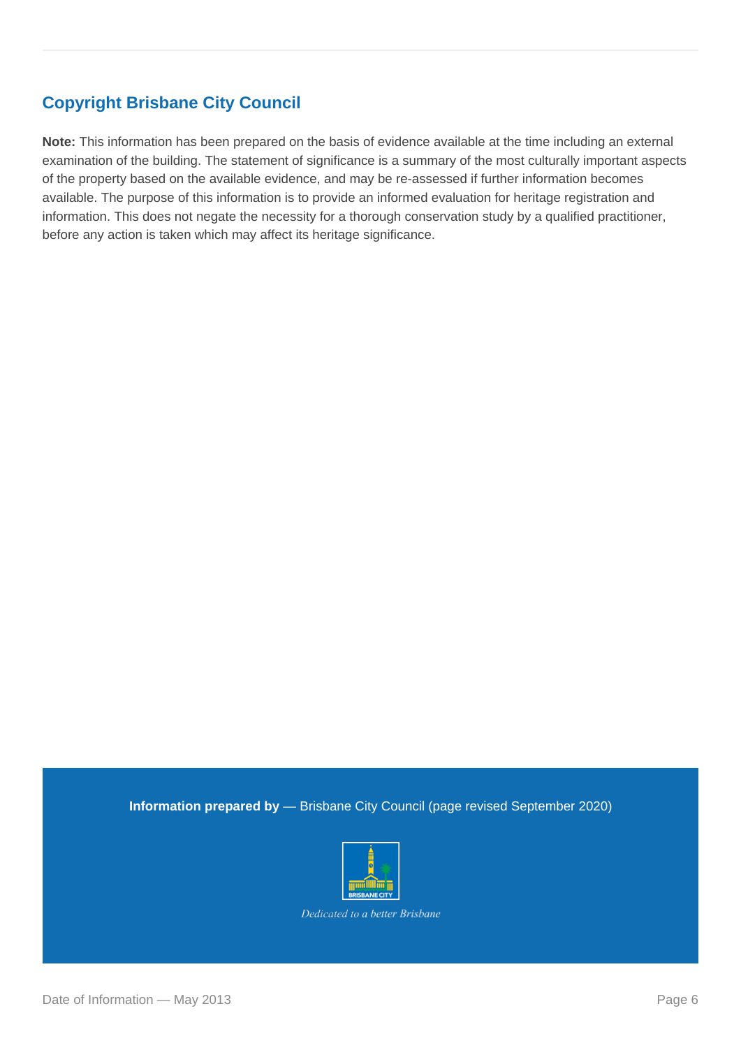## Copyright Brisbane City Council

**Note:** This information has been prepared on the basis of evidence available at the time including an external examination of the building. The statement of significance is a summary of the most culturally important aspects of the property based on the available evidence, and may be re-assessed if further information becomes available. The purpose of this information is to provide an informed evaluation for heritage registration and information. This does not negate the necessity for a thorough conservation study by a qualified practitioner, before any action is taken which may affect its heritage significance.

**Information prepared by** — Brisbane City Council (page revised September 2020)

BRISBANE CITY

*Dedicated to a better Brisbane*

Date of Information — May 2013